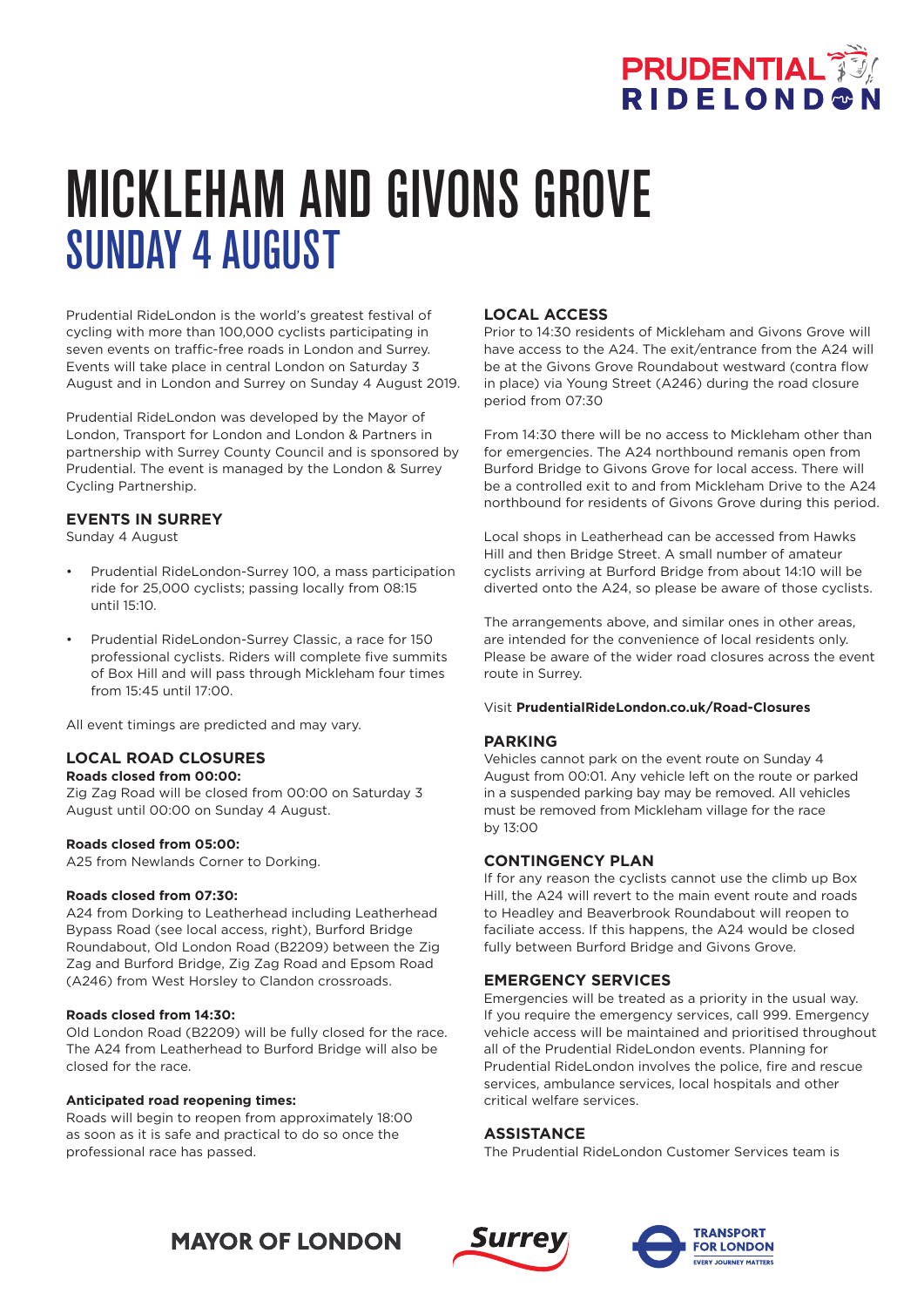# MICKLEHAM AND GIVONS GROVE

## SUNDAY 4 AUGUST

Prudential RideLondon is the world's greatest festival of cycling with more than 100,000 cyclists participating in seven events on traffic-free roads in London and Surrey. Events will take place in central London on Saturday 3 August and in London and Surrey on Sunday 4 August 2019.

Prudential RideLondon was developed by the Mayor of London, Transport for London and London & Partners in partnership with Surrey County Council and is sponsored by Prudential. The event is managed by the London & Surrey Cycling Partnership.

### EVENTS IN SURREY

Sunday 4 August

- Prudential RideLondon-Surrey 100, a mass participation ride for 25,000 cyclists; passing locally from 08:15 until 15:10.
- Prudential RideLondon-Surrey Classic, a race for 150 professional cyclists. Riders will complete five summits of Box Hill and will pass through Mickleham four times from 15:45 until 17:00.

All event timings are predicted and may vary.

### LOCAL ROAD CLOSURES

**Roads closed from 00:00:**
Zig Zag Road will be closed from 00:00 on Saturday 3 August until 00:00 on Sunday 4 August.

**Roads closed from 05:00:**
A25 from Newlands Corner to Dorking.

**Roads closed from 07:30:**
A24 from Dorking to Leatherhead including Leatherhead Bypass Road (see local access, right), Burford Bridge Roundabout, Old London Road (B2209) between the Zig Zag and Burford Bridge, Zig Zag Road and Epsom Road (A246) from West Horsley to Clandon crossroads.

**Roads closed from 14:30:**
Old London Road (B2209) will be fully closed for the race. The A24 from Leatherhead to Burford Bridge will also be closed for the race.

**Anticipated road reopening times:**
Roads will begin to reopen from approximately 18:00 as soon as it is safe and practical to do so once the professional race has passed.

### LOCAL ACCESS

Prior to 14:30 residents of Mickleham and Givons Grove will have access to the A24. The exit/entrance from the A24 will be at the Givons Grove Roundabout westward (contra flow in place) via Young Street (A246) during the road closure period from 07:30

From 14:30 there will be no access to Mickleham other than for emergencies. The A24 northbound remanis open from Burford Bridge to Givons Grove for local access. There will be a controlled exit to and from Mickleham Drive to the A24 northbound for residents of Givons Grove during this period.

Local shops in Leatherhead can be accessed from Hawks Hill and then Bridge Street. A small number of amateur cyclists arriving at Burford Bridge from about 14:10 will be diverted onto the A24, so please be aware of those cyclists.

The arrangements above, and similar ones in other areas, are intended for the convenience of local residents only. Please be aware of the wider road closures across the event route in Surrey.

Visit **PrudentialRideLondon.co.uk/Road-Closures**

### PARKING

Vehicles cannot park on the event route on Sunday 4 August from 00:01. Any vehicle left on the route or parked in a suspended parking bay may be removed. All vehicles must be removed from Mickleham village for the race by 13:00

### CONTINGENCY PLAN

If for any reason the cyclists cannot use the climb up Box Hill, the A24 will revert to the main event route and roads to Headley and Beaverbrook Roundabout will reopen to faciliate access. If this happens, the A24 would be closed fully between Burford Bridge and Givons Grove.

### EMERGENCY SERVICES

Emergencies will be treated as a priority in the usual way. If you require the emergency services, call 999. Emergency vehicle access will be maintained and prioritised throughout all of the Prudential RideLondon events. Planning for Prudential RideLondon involves the police, fire and rescue services, ambulance services, local hospitals and other critical welfare services.

### ASSISTANCE

The Prudential RideLondon Customer Services team is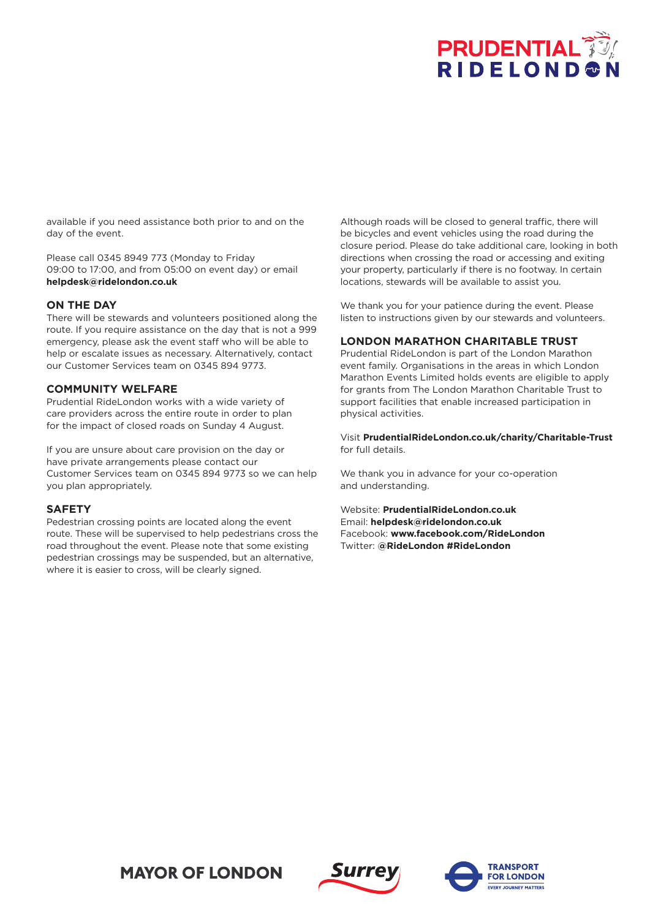available if you need assistance both prior to and on the day of the event.

Please call 0345 8949 773 (Monday to Friday 09:00 to 17:00, and from 05:00 on event day) or email **helpdesk@ridelondon.co.uk**

## ON THE DAY

There will be stewards and volunteers positioned along the route. If you require assistance on the day that is not a 999 emergency, please ask the event staff who will be able to help or escalate issues as necessary. Alternatively, contact our Customer Services team on 0345 894 9773.

## COMMUNITY WELFARE

Prudential RideLondon works with a wide variety of care providers across the entire route in order to plan for the impact of closed roads on Sunday 4 August.

If you are unsure about care provision on the day or have private arrangements please contact our Customer Services team on 0345 894 9773 so we can help you plan appropriately.

## SAFETY

Pedestrian crossing points are located along the event route. These will be supervised to help pedestrians cross the road throughout the event. Please note that some existing pedestrian crossings may be suspended, but an alternative, where it is easier to cross, will be clearly signed.

Although roads will be closed to general traffic, there will be bicycles and event vehicles using the road during the closure period. Please do take additional care, looking in both directions when crossing the road or accessing and exiting your property, particularly if there is no footway. In certain locations, stewards will be available to assist you.

We thank you for your patience during the event. Please listen to instructions given by our stewards and volunteers.

## LONDON MARATHON CHARITABLE TRUST

Prudential RideLondon is part of the London Marathon event family. Organisations in the areas in which London Marathon Events Limited holds events are eligible to apply for grants from The London Marathon Charitable Trust to support facilities that enable increased participation in physical activities.

Visit **PrudentialRideLondon.co.uk/charity/Charitable-Trust** for full details.

We thank you in advance for your co-operation and understanding.

Website: **PrudentialRideLondon.co.uk**
Email: **helpdesk@ridelondon.co.uk**
Facebook: **www.facebook.com/RideLondon**
Twitter: **@RideLondon #RideLondon**

MAYOR OF LONDON

Surrey

TRANSPORT FOR LONDON
EVERY JOURNEY MATTERS